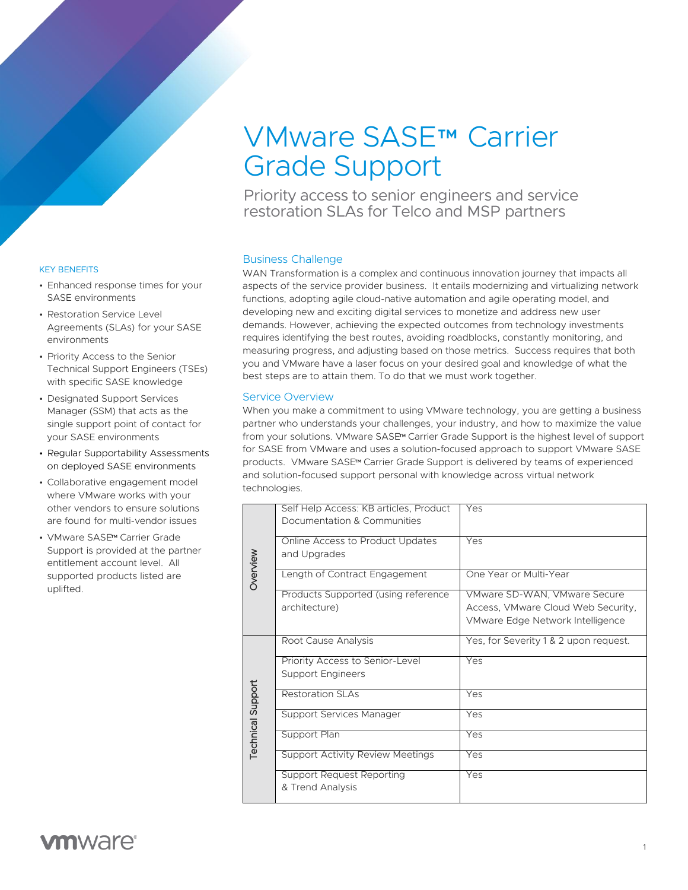# VMware SASE™ Carrier Grade Support

Priority access to senior engineers and service restoration SLAs for Telco and MSP partners

## Business Challenge

WAN Transformation is a complex and continuous innovation journey that impacts all aspects of the service provider business. It entails modernizing and virtualizing network functions, adopting agile cloud-native automation and agile operating model, and developing new and exciting digital services to monetize and address new user demands. However, achieving the expected outcomes from technology investments requires identifying the best routes, avoiding roadblocks, constantly monitoring, and measuring progress, and adjusting based on those metrics. Success requires that both you and VMware have a laser focus on your desired goal and knowledge of what the best steps are to attain them. To do that we must work together.

## Service Overview

When you make a commitment to using VMware technology, you are getting a business partner who understands your challenges, your industry, and how to maximize the value from your solutions. VMware SASE™ Carrier Grade Support is the highest level of support for SASE from VMware and uses a solution-focused approach to support VMware SASE products. VMware SASE™ Carrier Grade Support is delivered by teams of experienced and solution-focused support personal with knowledge across virtual network technologies.

| | | |
|---|---|---|
| Overview | Self Help Access: KB articles, Product Documentation & Communities | Yes |
| | Online Access to Product Updates and Upgrades | Yes |
| | Length of Contract Engagement | One Year or Multi-Year |
| | Products Supported (using reference architecture) | VMware SD-WAN, VMware Secure Access, VMware Cloud Web Security, VMware Edge Network Intelligence |
| Technical Support | Root Cause Analysis | Yes, for Severity 1 & 2 upon request. |
| | Priority Access to Senior-Level Support Engineers | Yes |
| | Restoration SLAs | Yes |
| | Support Services Manager | Yes |
| | Support Plan | Yes |
| | Support Activity Review Meetings | Yes |
| | Support Request Reporting & Trend Analysis | Yes |

### KEY BENEFITS

- Enhanced response times for your SASE environments
- Restoration Service Level Agreements (SLAs) for your SASE environments
- Priority Access to the Senior Technical Support Engineers (TSEs) with specific SASE knowledge
- Designated Support Services Manager (SSM) that acts as the single support point of contact for your SASE environments
- Regular Supportability Assessments on deployed SASE environments
- Collaborative engagement model where VMware works with your other vendors to ensure solutions are found for multi-vendor issues
- VMware SASE™ Carrier Grade Support is provided at the partner entitlement account level. All supported products listed are uplifted.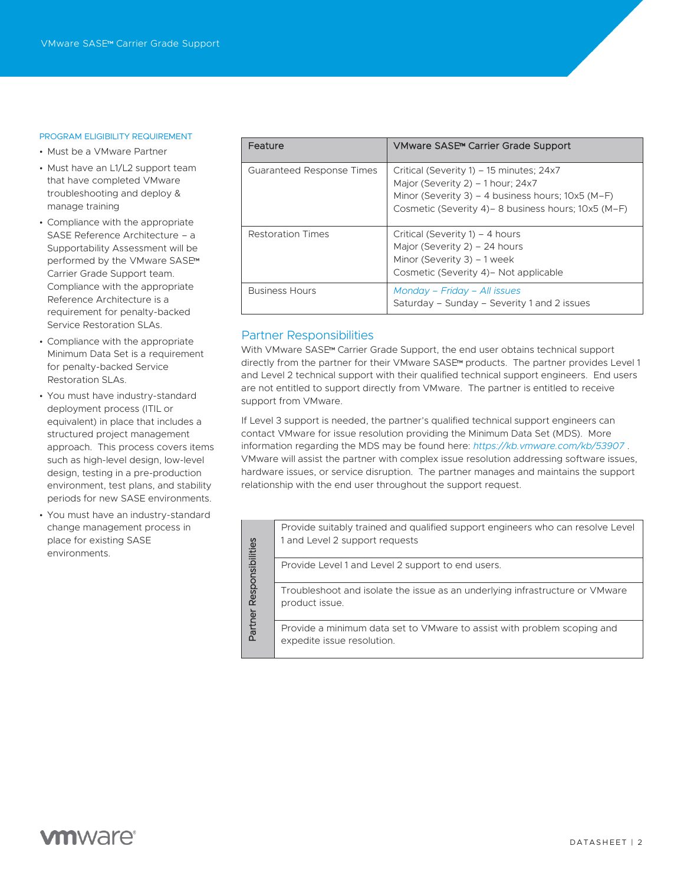PROGRAM ELIGIBILITY REQUIREMENT

- Must be a VMware Partner
- Must have an L1/L2 support team that have completed VMware troubleshooting and deploy & manage training
- Compliance with the appropriate SASE Reference Architecture – a Supportability Assessment will be performed by the VMware SASE™ Carrier Grade Support team. Compliance with the appropriate Reference Architecture is a requirement for penalty-backed Service Restoration SLAs.
- Compliance with the appropriate Minimum Data Set is a requirement for penalty-backed Service Restoration SLAs.
- You must have industry-standard deployment process (ITIL or equivalent) in place that includes a structured project management approach. This process covers items such as high-level design, low-level design, testing in a pre-production environment, test plans, and stability periods for new SASE environments.
- You must have an industry-standard change management process in place for existing SASE environments.

| Feature | VMware SASE™ Carrier Grade Support |
|---|---|
| Guaranteed Response Times | Critical (Severity 1) – 15 minutes; 24x7<br>Major (Severity 2) – 1 hour; 24x7<br>Minor (Severity 3) – 4 business hours; 10x5 (M–F)<br>Cosmetic (Severity 4)– 8 business hours; 10x5 (M–F) |
| Restoration Times | Critical (Severity 1) – 4 hours<br>Major (Severity 2) – 24 hours<br>Minor (Severity 3) – 1 week<br>Cosmetic (Severity 4)– Not applicable |
| Business Hours | *Monday – Friday – All issues*<br>Saturday – Sunday – Severity 1 and 2 issues |

## Partner Responsibilities

With VMware SASE™ Carrier Grade Support, the end user obtains technical support directly from the partner for their VMware SASE™ products. The partner provides Level 1 and Level 2 technical support with their qualified technical support engineers. End users are not entitled to support directly from VMware. The partner is entitled to receive support from VMware.

If Level 3 support is needed, the partner's qualified technical support engineers can contact VMware for issue resolution providing the Minimum Data Set (MDS). More information regarding the MDS may be found here: *https://kb.vmware.com/kb/53907* . VMware will assist the partner with complex issue resolution addressing software issues, hardware issues, or service disruption. The partner manages and maintains the support relationship with the end user throughout the support request.

| Partner Responsibilities | |
|---|---|
| | Provide suitably trained and qualified support engineers who can resolve Level 1 and Level 2 support requests |
| | Provide Level 1 and Level 2 support to end users. |
| | Troubleshoot and isolate the issue as an underlying infrastructure or VMware product issue. |
| | Provide a minimum data set to VMware to assist with problem scoping and expedite issue resolution. |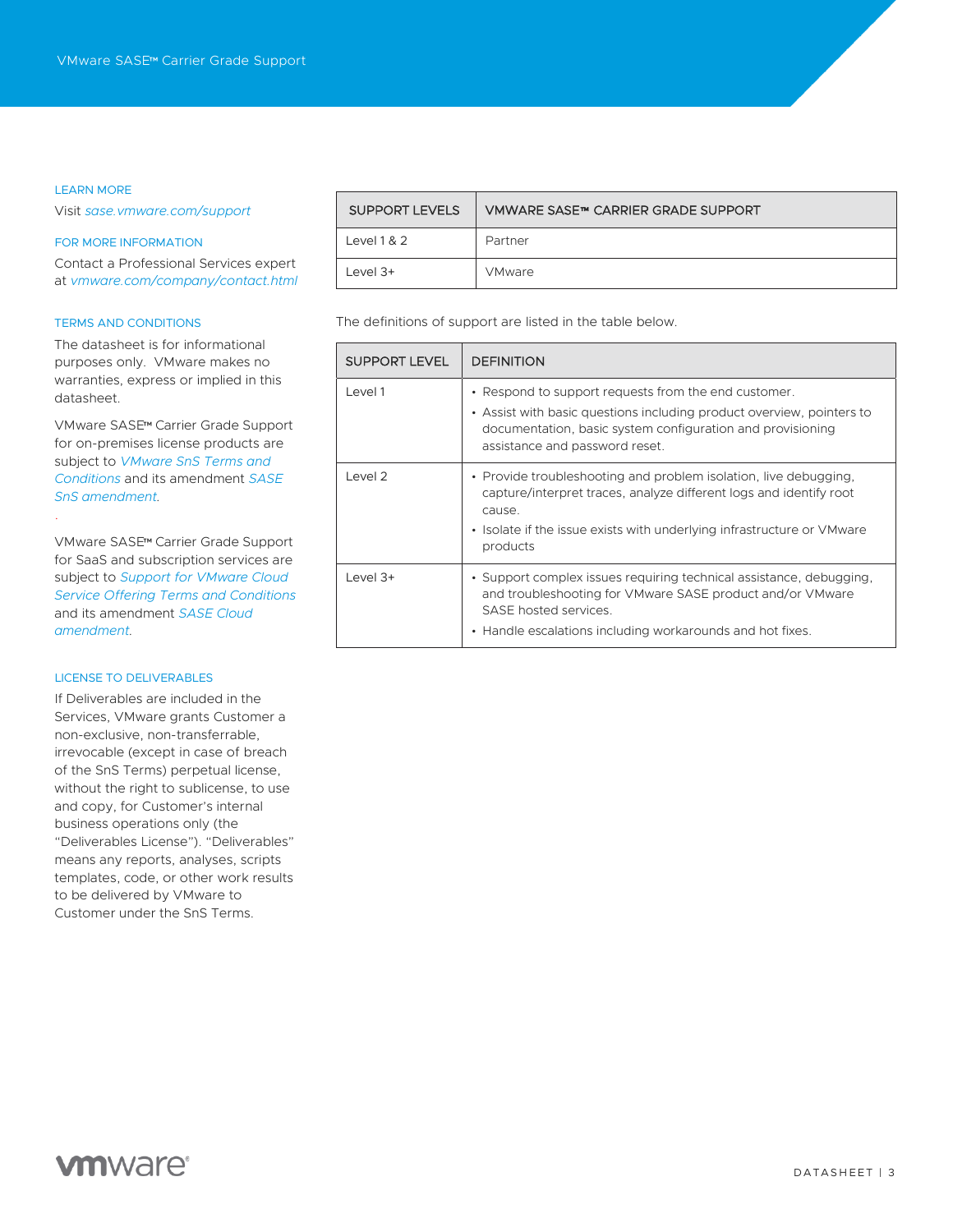## LEARN MORE

Visit *sase.vmware.com/support*

## FOR MORE INFORMATION

Contact a Professional Services expert at *vmware.com/company/contact.html*

## TERMS AND CONDITIONS

The datasheet is for informational purposes only. VMware makes no warranties, express or implied in this datasheet.

VMware SASE™ Carrier Grade Support for on-premises license products are subject to *VMware SnS Terms and Conditions* and its amendment *SASE SnS amendment*.

VMware SASE™ Carrier Grade Support for SaaS and subscription services are subject to *Support for VMware Cloud Service Offering Terms and Conditions* and its amendment *SASE Cloud amendment*.

## LICENSE TO DELIVERABLES

If Deliverables are included in the Services, VMware grants Customer a non-exclusive, non-transferrable, irrevocable (except in case of breach of the SnS Terms) perpetual license, without the right to sublicense, to use and copy, for Customer's internal business operations only (the "Deliverables License"). "Deliverables" means any reports, analyses, scripts templates, code, or other work results to be delivered by VMware to Customer under the SnS Terms.

| SUPPORT LEVELS | VMWARE SASE™ CARRIER GRADE SUPPORT |
|---|---|
| Level 1 & 2 | Partner |
| Level 3+ | VMware |

The definitions of support are listed in the table below.

| SUPPORT LEVEL | DEFINITION |
|---|---|
| Level 1 | • Respond to support requests from the end customer.<br>• Assist with basic questions including product overview, pointers to documentation, basic system configuration and provisioning assistance and password reset. |
| Level 2 | • Provide troubleshooting and problem isolation, live debugging, capture/interpret traces, analyze different logs and identify root cause.<br>• Isolate if the issue exists with underlying infrastructure or VMware products |
| Level 3+ | • Support complex issues requiring technical assistance, debugging, and troubleshooting for VMware SASE product and/or VMware SASE hosted services.<br>• Handle escalations including workarounds and hot fixes. |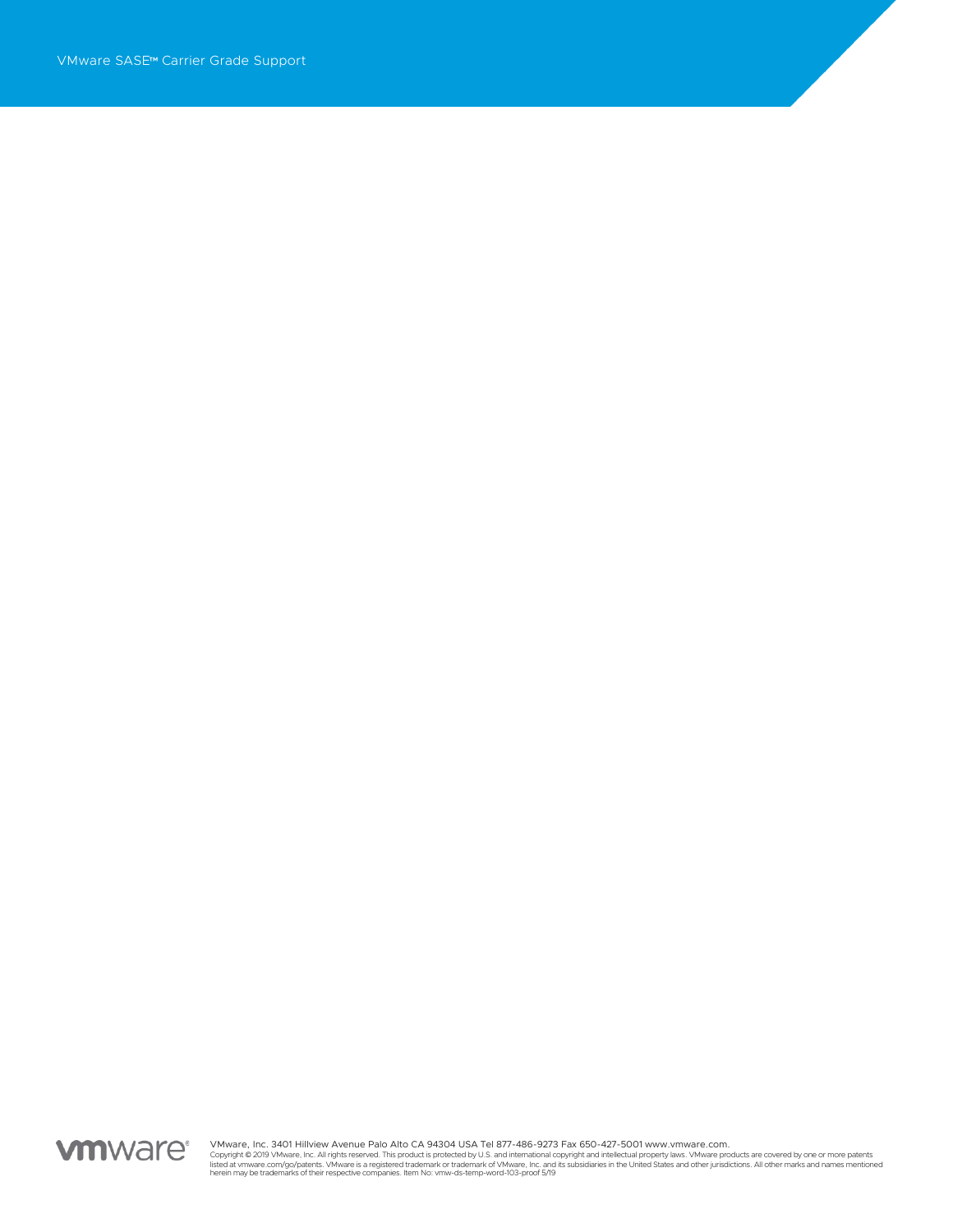VMware, Inc. 3401 Hillview Avenue Palo Alto CA 94304 USA Tel 877-486-9273 Fax 650-427-5001 www.vmware.com.
Copyright © 2019 VMware, Inc. All rights reserved. This product is protected by U.S. and international copyright and intellectual property laws. VMware products are covered by one or more patents listed at vmware.com/go/patents. VMware is a registered trademark or trademark of VMware, Inc. and its subsidiaries in the United States and other jurisdictions. All other marks and names mentioned herein may be trademarks of their respective companies. Item No: vmw-ds-temp-word-103-proof 5/19